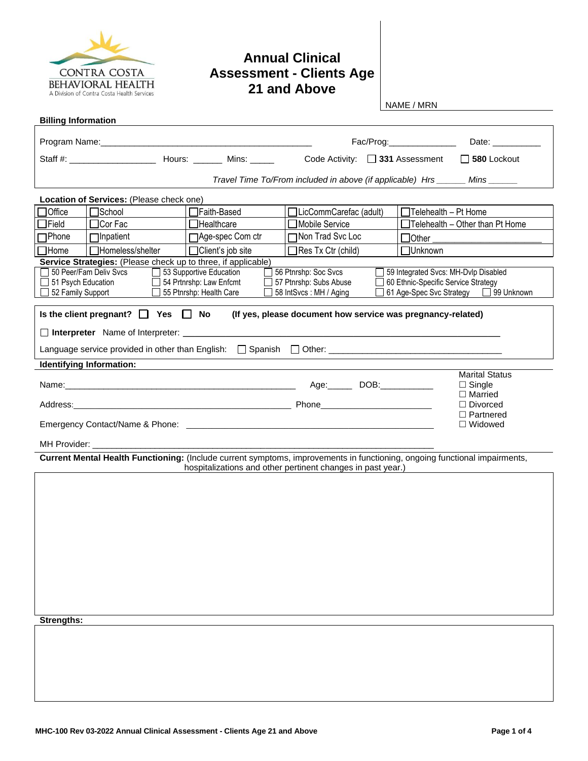CONTRA COSTA BEHAVIORAL HEALTH
A Division of Contra Costa Health Services

# Annual Clinical Assessment - Clients Age 21 and Above

NAME / MRN

**Billing Information**

Program Name:_____________________________________________ Fac/Prog:______________ Date: __________

Staff #: __________________ Hours: ______ Mins: _____ Code Activity: ☐ **331** Assessment ☐ **580** Lockout

*Travel Time To/From included in above (if applicable) Hrs ______ Mins ______*

**Location of Services:** (Please check one)

| | | | | |
|---|---|---|---|---|
| ☐Office | ☐School | ☐Faith-Based | ☐LicCommCarefac (adult) | ☐Telehealth – Pt Home |
| ☐Field | ☐Cor Fac | ☐Healthcare | ☐Mobile Service | ☐Telehealth – Other than Pt Home |
| ☐Phone | ☐Inpatient | ☐Age-spec Com ctr | ☐Non Trad Svc Loc | ☐Other ______________________ |
| ☐Home | ☐Homeless/shelter | ☐Client's job site | ☐Res Tx Ctr (child) | ☐Unknown |

**Service Strategies:** (Please check up to three, if applicable)

| | | | |
|---|---|---|---|
| ☐ 50 Peer/Fam Deliv Svcs | ☐ 53 Supportive Education | ☐ 56 Ptnrshp: Soc Svcs | ☐ 59 Integrated Svcs: MH-Dvlp Disabled |
| ☐ 51 Psych Education | ☐ 54 Prtnrshp: Law Enfcmt | ☐ 57 Ptnrshp: Subs Abuse | ☐ 60 Ethnic-Specific Service Strategy |
| ☐ 52 Family Support | ☐ 55 Ptnrshp: Health Care | ☐ 58 IntSvcs : MH / Aging | ☐ 61 Age-Spec Svc Strategy ☐ 99 Unknown |

**Is the client pregnant?** ☐ **Yes** ☐ **No** **(If yes, please document how service was pregnancy-related)**

☐ **Interpreter** Name of Interpreter: ______________________________________________________________

Language service provided in other than English: ☐ Spanish ☐ Other: ___________________________________

**Identifying Information:**

Name:_________________________________________________ Age:_____ DOB:___________

Address:_______________________________________________ Phone________________________

Emergency Contact/Name & Phone: ____________________________________________________

MH Provider: ______________________________________________________________________

Marital Status
☐ Single
☐ Married
☐ Divorced
☐ Partnered
☐ Widowed

**Current Mental Health Functioning:** (Include current symptoms, improvements in functioning, ongoing functional impairments, hospitalizations and other pertinent changes in past year.)

**Strengths:**

**MHC-100 Rev 03-2022 Annual Clinical Assessment - Clients Age 21 and Above**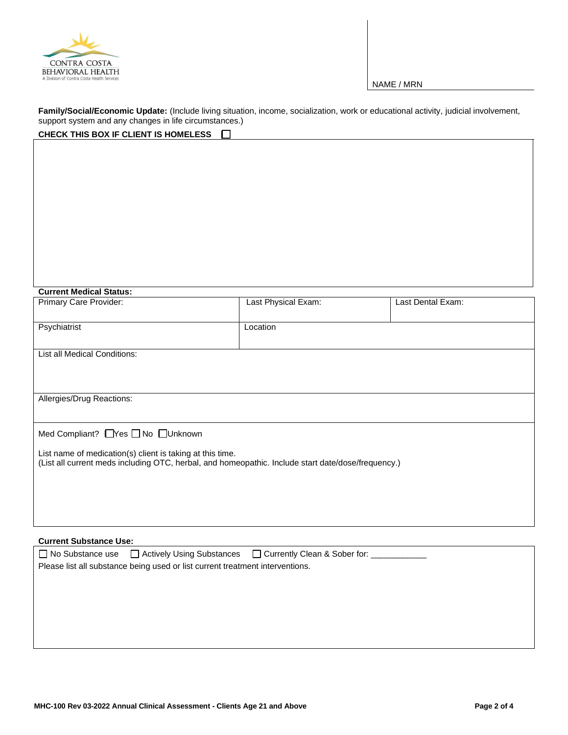CONTRA COSTA BEHAVIORAL HEALTH
A Division of Contra Costa Health Services

NAME / MRN

**Family/Social/Economic Update:** (Include living situation, income, socialization, work or educational activity, judicial involvement, support system and any changes in life circumstances.)

**CHECK THIS BOX IF CLIENT IS HOMELESS** ☐

**Current Medical Status:**

| Primary Care Provider: | Last Physical Exam: | Last Dental Exam: |
|---|---|---|
| Psychiatrist | Location | |

List all Medical Conditions:

Allergies/Drug Reactions:

Med Compliant? ☐Yes ☐ No ☐Unknown

List name of medication(s) client is taking at this time.
(List all current meds including OTC, herbal, and homeopathic. Include start date/dose/frequency.)

**Current Substance Use:**

☐ No Substance use ☐ Actively Using Substances ☐ Currently Clean & Sober for: ___________

Please list all substance being used or list current treatment interventions.

MHC-100 Rev 03-2022 Annual Clinical Assessment - Clients Age 21 and Above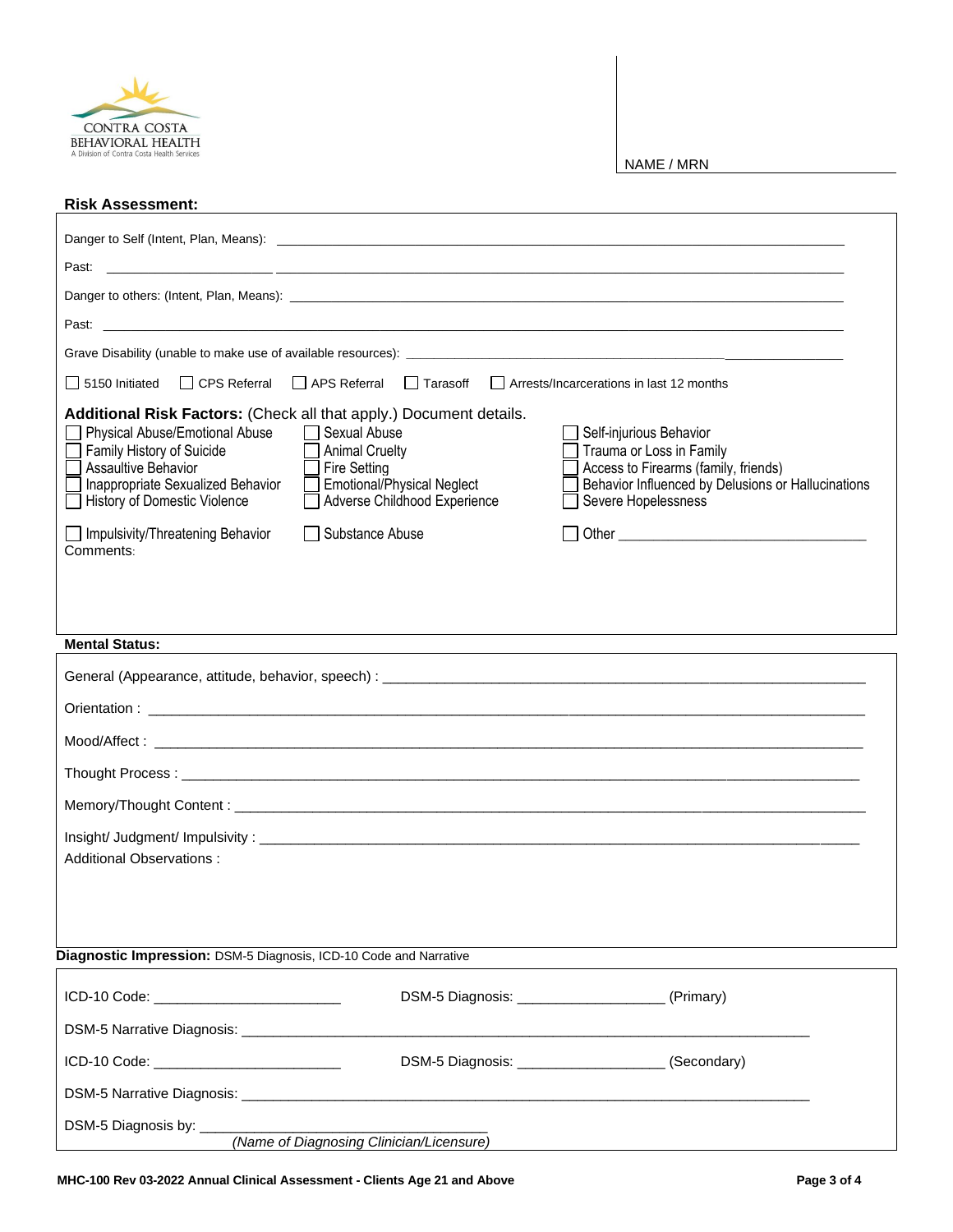CONTRA COSTA BEHAVIORAL HEALTH
A Division of Contra Costa Health Services

NAME / MRN

**Risk Assessment:**

Danger to Self (Intent, Plan, Means): ______________________________

Past: ______________________________

Danger to others: (Intent, Plan, Means): ______________________________

Past: ______________________________

Grave Disability (unable to make use of available resources): ______________________________

☐ 5150 Initiated ☐ CPS Referral ☐ APS Referral ☐ Tarasoff ☐ Arrests/Incarcerations in last 12 months

**Additional Risk Factors:** (Check all that apply.) Document details.

☐ Physical Abuse/Emotional Abuse ☐ Sexual Abuse ☐ Self-injurious Behavior
☐ Family History of Suicide ☐ Animal Cruelty ☐ Trauma or Loss in Family
☐ Assaultive Behavior ☐ Fire Setting ☐ Access to Firearms (family, friends)
☐ Inappropriate Sexualized Behavior ☐ Emotional/Physical Neglect ☐ Behavior Influenced by Delusions or Hallucinations
☐ History of Domestic Violence ☐ Adverse Childhood Experience ☐ Severe Hopelessness

☐ Impulsivity/Threatening Behavior ☐ Substance Abuse ☐ Other ______________________________

Comments:

**Mental Status:**

General (Appearance, attitude, behavior, speech) : ______________________________

Orientation : ______________________________

Mood/Affect : ______________________________

Thought Process : ______________________________

Memory/Thought Content : ______________________________

Insight/ Judgment/ Impulsivity : ______________________________

Additional Observations :

**Diagnostic Impression:** DSM-5 Diagnosis, ICD-10 Code and Narrative

ICD-10 Code: ____________________ DSM-5 Diagnosis: ____________________ (Primary)

DSM-5 Narrative Diagnosis: ______________________________

ICD-10 Code: ____________________ DSM-5 Diagnosis: ____________________ (Secondary)

DSM-5 Narrative Diagnosis: ______________________________

DSM-5 Diagnosis by: ______________________________
*(Name of Diagnosing Clinician/Licensure)*

MHC-100 Rev 03-2022 Annual Clinical Assessment - Clients Age 21 and Above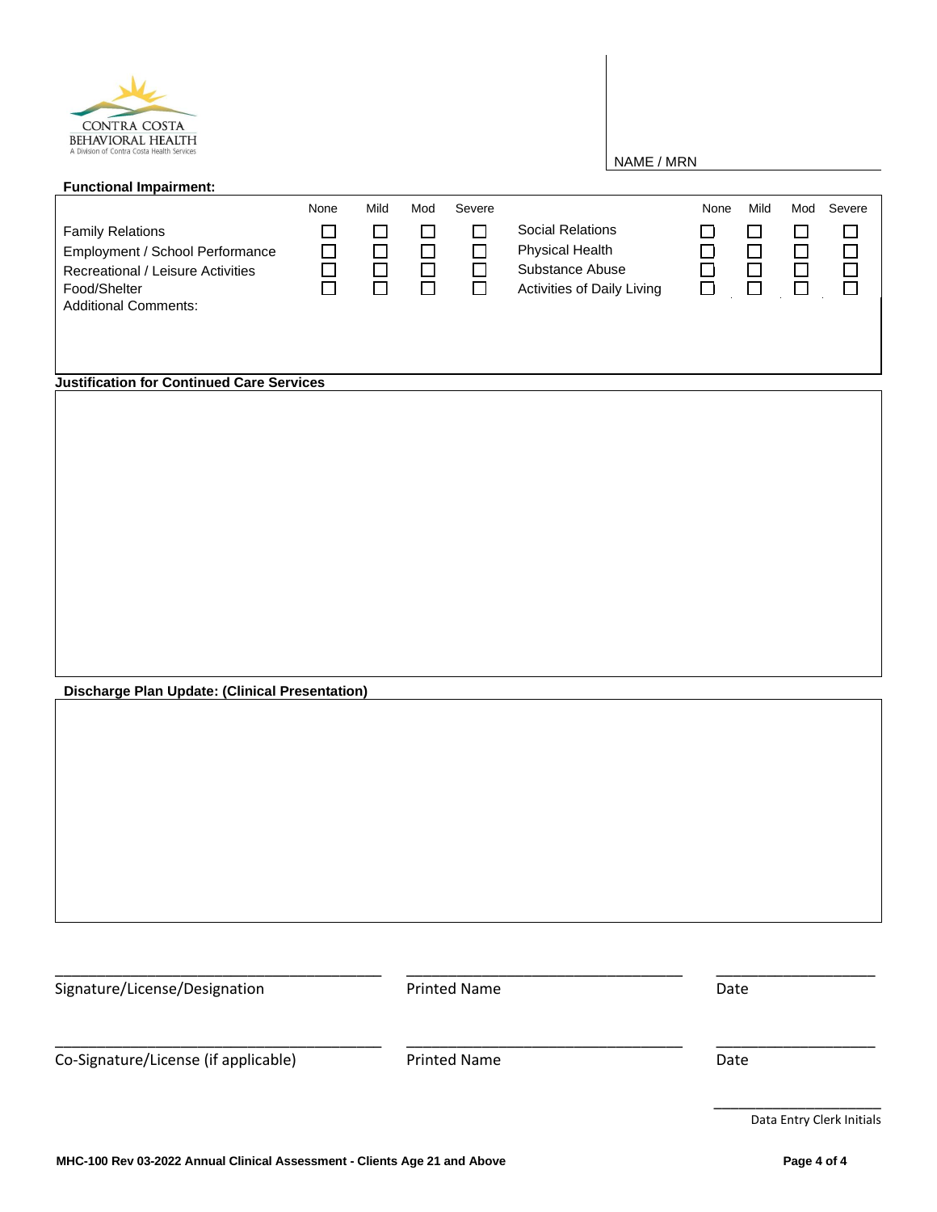CONTRA COSTA
BEHAVIORAL HEALTH
A Division of Contra Costa Health Services

NAME / MRN

**Functional Impairment:**

| | None | Mild | Mod | Severe | | None | Mild | Mod | Severe |
|---|---|---|---|---|---|---|---|---|---|
| Family Relations | ☐ | ☐ | ☐ | ☐ | Social Relations | ☐ | ☐ | ☐ | ☐ |
| Employment / School Performance | ☐ | ☐ | ☐ | ☐ | Physical Health | ☐ | ☐ | ☐ | ☐ |
| Recreational / Leisure Activities | ☐ | ☐ | ☐ | ☐ | Substance Abuse | ☐ | ☐ | ☐ | ☐ |
| Food/Shelter | ☐ | ☐ | ☐ | ☐ | Activities of Daily Living | ☐ | ☐ | ☐ | ☐ |

Additional Comments:

**Justification for Continued Care Services**

**Discharge Plan Update: (Clinical Presentation)**

_______________________________ Signature/License/Designation

_______________________________ Printed Name

_______________ Date

_______________________________ Co-Signature/License (if applicable)

_______________________________ Printed Name

_______________ Date

_______________ Data Entry Clerk Initials

**MHC-100 Rev 03-2022 Annual Clinical Assessment - Clients Age 21 and Above**